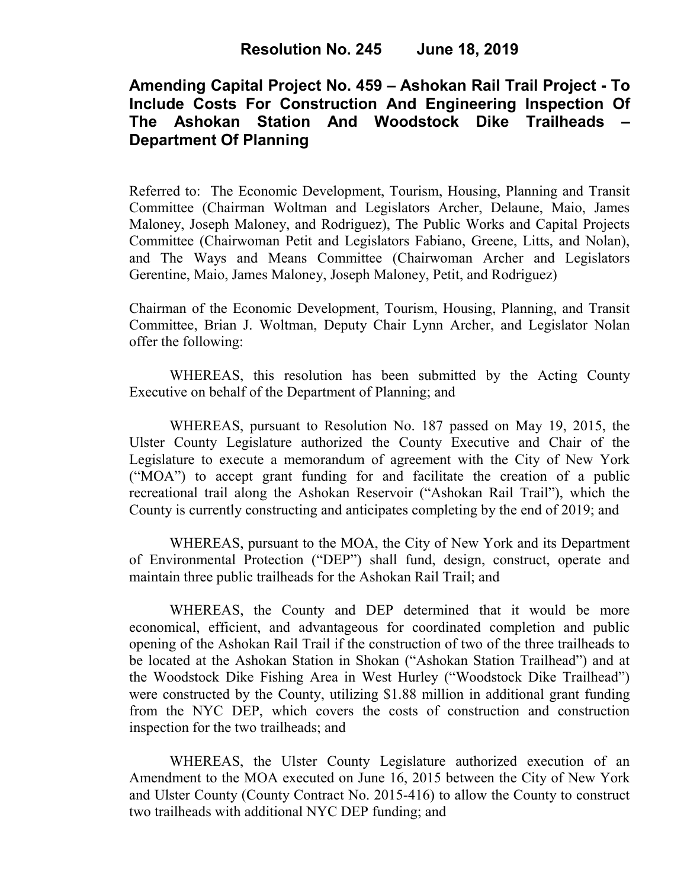# Resolution No. 245 June 18, 2019

## Amending Capital Project No. 459 – Ashokan Rail Trail Project - To Include Costs For Construction And Engineering Inspection Of The Ashokan Station And Woodstock Dike Trailheads – Department Of Planning

Referred to: The Economic Development, Tourism, Housing, Planning and Transit Committee (Chairman Woltman and Legislators Archer, Delaune, Maio, James Maloney, Joseph Maloney, and Rodriguez), The Public Works and Capital Projects Committee (Chairwoman Petit and Legislators Fabiano, Greene, Litts, and Nolan), and The Ways and Means Committee (Chairwoman Archer and Legislators Gerentine, Maio, James Maloney, Joseph Maloney, Petit, and Rodriguez)

Chairman of the Economic Development, Tourism, Housing, Planning, and Transit Committee, Brian J. Woltman, Deputy Chair Lynn Archer, and Legislator Nolan offer the following:

WHEREAS, this resolution has been submitted by the Acting County Executive on behalf of the Department of Planning; and

WHEREAS, pursuant to Resolution No. 187 passed on May 19, 2015, the Ulster County Legislature authorized the County Executive and Chair of the Legislature to execute a memorandum of agreement with the City of New York ("MOA") to accept grant funding for and facilitate the creation of a public recreational trail along the Ashokan Reservoir ("Ashokan Rail Trail"), which the County is currently constructing and anticipates completing by the end of 2019; and

WHEREAS, pursuant to the MOA, the City of New York and its Department of Environmental Protection ("DEP") shall fund, design, construct, operate and maintain three public trailheads for the Ashokan Rail Trail; and

WHEREAS, the County and DEP determined that it would be more economical, efficient, and advantageous for coordinated completion and public opening of the Ashokan Rail Trail if the construction of two of the three trailheads to be located at the Ashokan Station in Shokan ("Ashokan Station Trailhead") and at the Woodstock Dike Fishing Area in West Hurley ("Woodstock Dike Trailhead") were constructed by the County, utilizing $1.88 million in additional grant funding from the NYC DEP, which covers the costs of construction and construction inspection for the two trailheads; and

WHEREAS, the Ulster County Legislature authorized execution of an Amendment to the MOA executed on June 16, 2015 between the City of New York and Ulster County (County Contract No. 2015-416) to allow the County to construct two trailheads with additional NYC DEP funding; and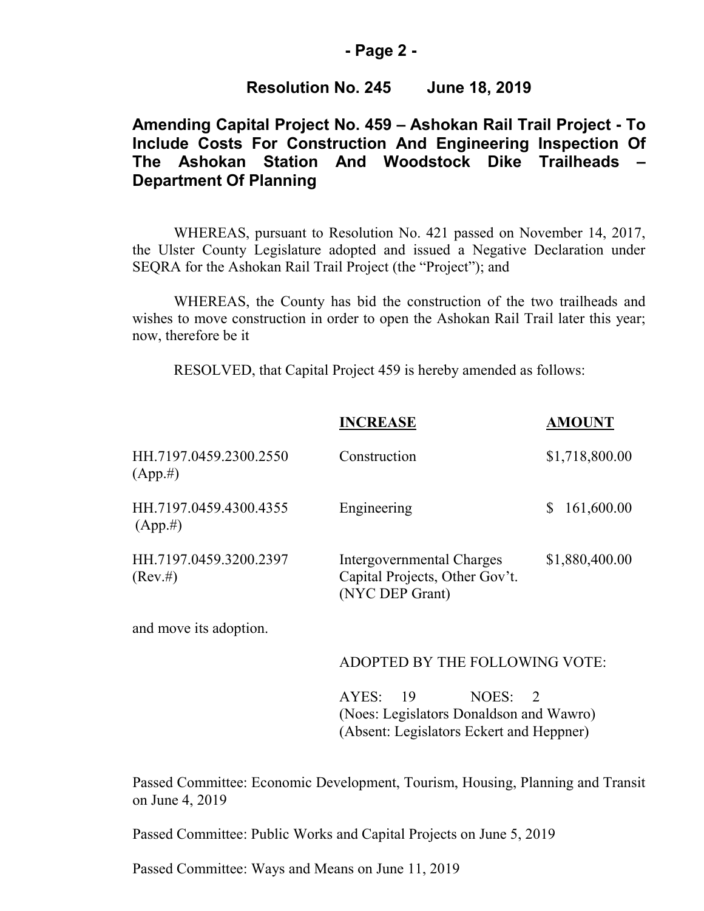## Resolution No. 245 June 18, 2019

## Amending Capital Project No. 459 – Ashokan Rail Trail Project - To Include Costs For Construction And Engineering Inspection Of The Ashokan Station And Woodstock Dike Trailheads – Department Of Planning

WHEREAS, pursuant to Resolution No. 421 passed on November 14, 2017, the Ulster County Legislature adopted and issued a Negative Declaration under SEQRA for the Ashokan Rail Trail Project (the "Project"); and

WHEREAS, the County has bid the construction of the two trailheads and wishes to move construction in order to open the Ashokan Rail Trail later this year; now, therefore be it

RESOLVED, that Capital Project 459 is hereby amended as follows:

| | INCREASE | AMOUNT |
|---|---|---|
| HH.7197.0459.2300.2550 (App.#) | Construction | $1,718,800.00 |
| HH.7197.0459.4300.4355 (App.#) | Engineering | $ 161,600.00 |
| HH.7197.0459.3200.2397 (Rev.#) | Intergovernmental Charges Capital Projects, Other Gov't. (NYC DEP Grant) | $1,880,400.00 |

and move its adoption.

ADOPTED BY THE FOLLOWING VOTE:

AYES: 19 NOES: 2
(Noes: Legislators Donaldson and Wawro)
(Absent: Legislators Eckert and Heppner)

Passed Committee: Economic Development, Tourism, Housing, Planning and Transit on June 4, 2019

Passed Committee: Public Works and Capital Projects on June 5, 2019

Passed Committee: Ways and Means on June 11, 2019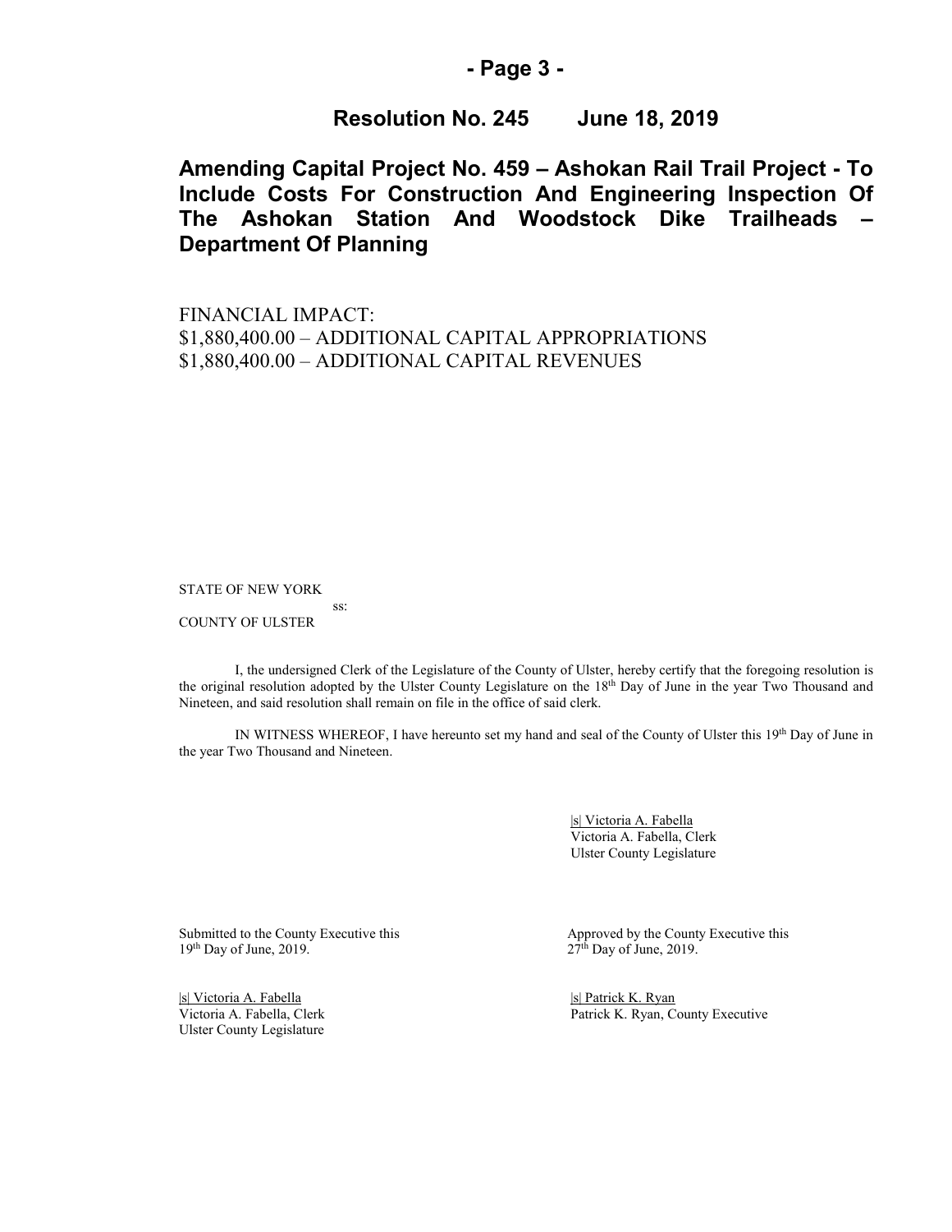## Resolution No. 245 June 18, 2019

## Amending Capital Project No. 459 – Ashokan Rail Trail Project - To Include Costs For Construction And Engineering Inspection Of The Ashokan Station And Woodstock Dike Trailheads – Department Of Planning

FINANCIAL IMPACT:
$1,880,400.00 – ADDITIONAL CAPITAL APPROPRIATIONS
$1,880,400.00 – ADDITIONAL CAPITAL REVENUES

STATE OF NEW YORK
ss:
COUNTY OF ULSTER

I, the undersigned Clerk of the Legislature of the County of Ulster, hereby certify that the foregoing resolution is the original resolution adopted by the Ulster County Legislature on the 18th Day of June in the year Two Thousand and Nineteen, and said resolution shall remain on file in the office of said clerk.

IN WITNESS WHEREOF, I have hereunto set my hand and seal of the County of Ulster this 19th Day of June in the year Two Thousand and Nineteen.

|s| Victoria A. Fabella
Victoria A. Fabella, Clerk
Ulster County Legislature

Submitted to the County Executive this 19th Day of June, 2019.

|s| Victoria A. Fabella
Victoria A. Fabella, Clerk
Ulster County Legislature

Approved by the County Executive this 27th Day of June, 2019.

|s| Patrick K. Ryan
Patrick K. Ryan, County Executive